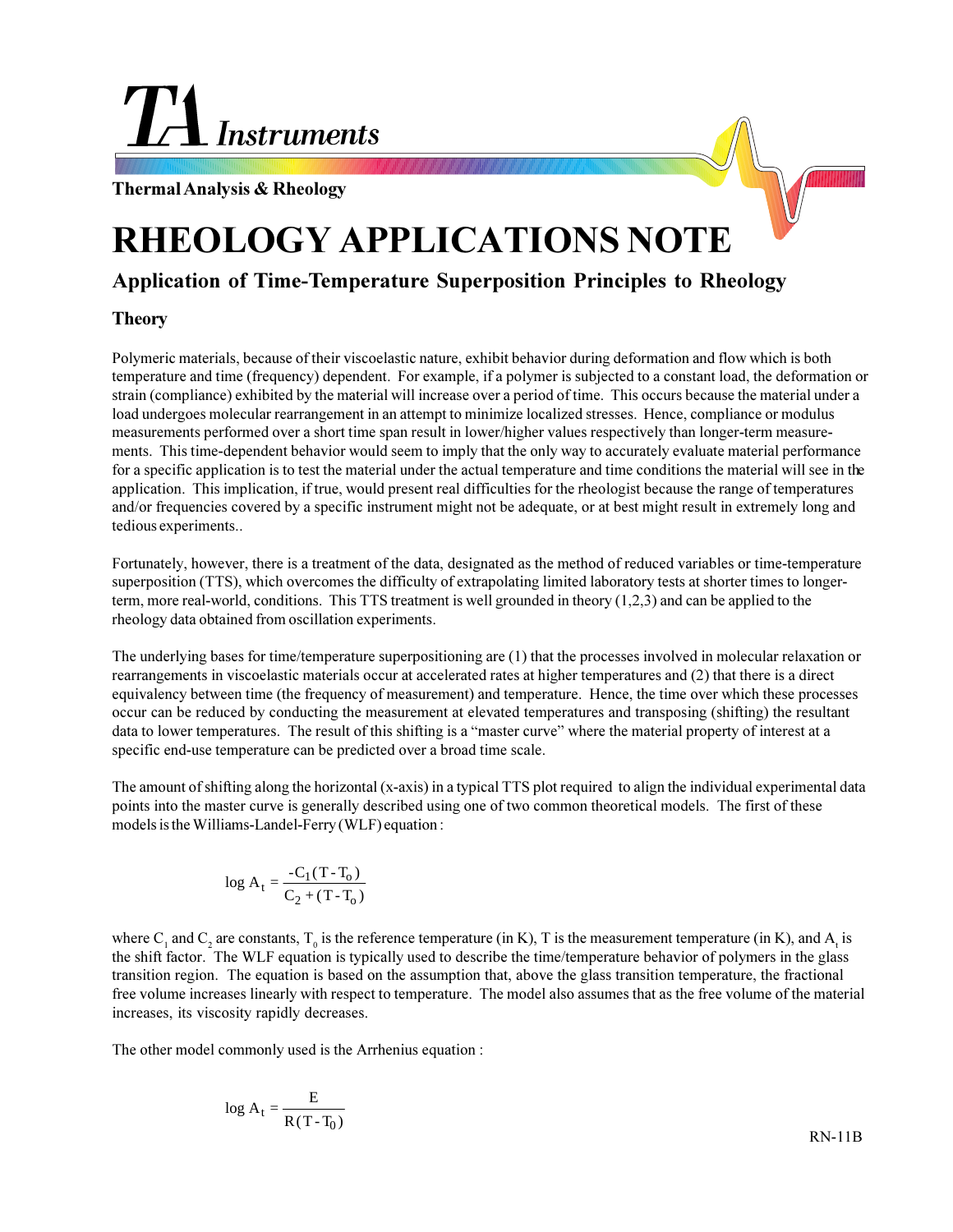TA Instruments

Thermal Analysis & Rheology

# RHEOLOGY APPLICATIONS NOTE

## Application of Time-Temperature Superposition Principles to Rheology

### Theory

Polymeric materials, because of their viscoelastic nature, exhibit behavior during deformation and flow which is both temperature and time (frequency) dependent. For example, if a polymer is subjected to a constant load, the deformation or strain (compliance) exhibited by the material will increase over a period of time. This occurs because the material under a load undergoes molecular rearrangement in an attempt to minimize localized stresses. Hence, compliance or modulus measurements performed over a short time span result in lower/higher values respectively than longer-term measurements. This time-dependent behavior would seem to imply that the only way to accurately evaluate material performance for a specific application is to test the material under the actual temperature and time conditions the material will see in the application. This implication, if true, would present real difficulties for the rheologist because the range of temperatures and/or frequencies covered by a specific instrument might not be adequate, or at best might result in extremely long and tedious experiments..

Fortunately, however, there is a treatment of the data, designated as the method of reduced variables or time-temperature superposition (TTS), which overcomes the difficulty of extrapolating limited laboratory tests at shorter times to longer-term, more real-world, conditions. This TTS treatment is well grounded in theory (1,2,3) and can be applied to the rheology data obtained from oscillation experiments.

The underlying bases for time/temperature superpositioning are (1) that the processes involved in molecular relaxation or rearrangements in viscoelastic materials occur at accelerated rates at higher temperatures and (2) that there is a direct equivalency between time (the frequency of measurement) and temperature. Hence, the time over which these processes occur can be reduced by conducting the measurement at elevated temperatures and transposing (shifting) the resultant data to lower temperatures. The result of this shifting is a "master curve" where the material property of interest at a specific end-use temperature can be predicted over a broad time scale.

The amount of shifting along the horizontal (x-axis) in a typical TTS plot required to align the individual experimental data points into the master curve is generally described using one of two common theoretical models. The first of these models is the Williams-Landel-Ferry (WLF) equation :

$$\log A_t = \frac{-C_1(T - T_o)}{C_2 + (T - T_o)}$$

where $C_1$ and $C_2$ are constants, $T_0$ is the reference temperature (in K), T is the measurement temperature (in K), and $A_t$ is the shift factor. The WLF equation is typically used to describe the time/temperature behavior of polymers in the glass transition region. The equation is based on the assumption that, above the glass transition temperature, the fractional free volume increases linearly with respect to temperature. The model also assumes that as the free volume of the material increases, its viscosity rapidly decreases.

The other model commonly used is the Arrhenius equation :

$$\log A_t = \frac{E}{R(T - T_0)}$$

RN-11B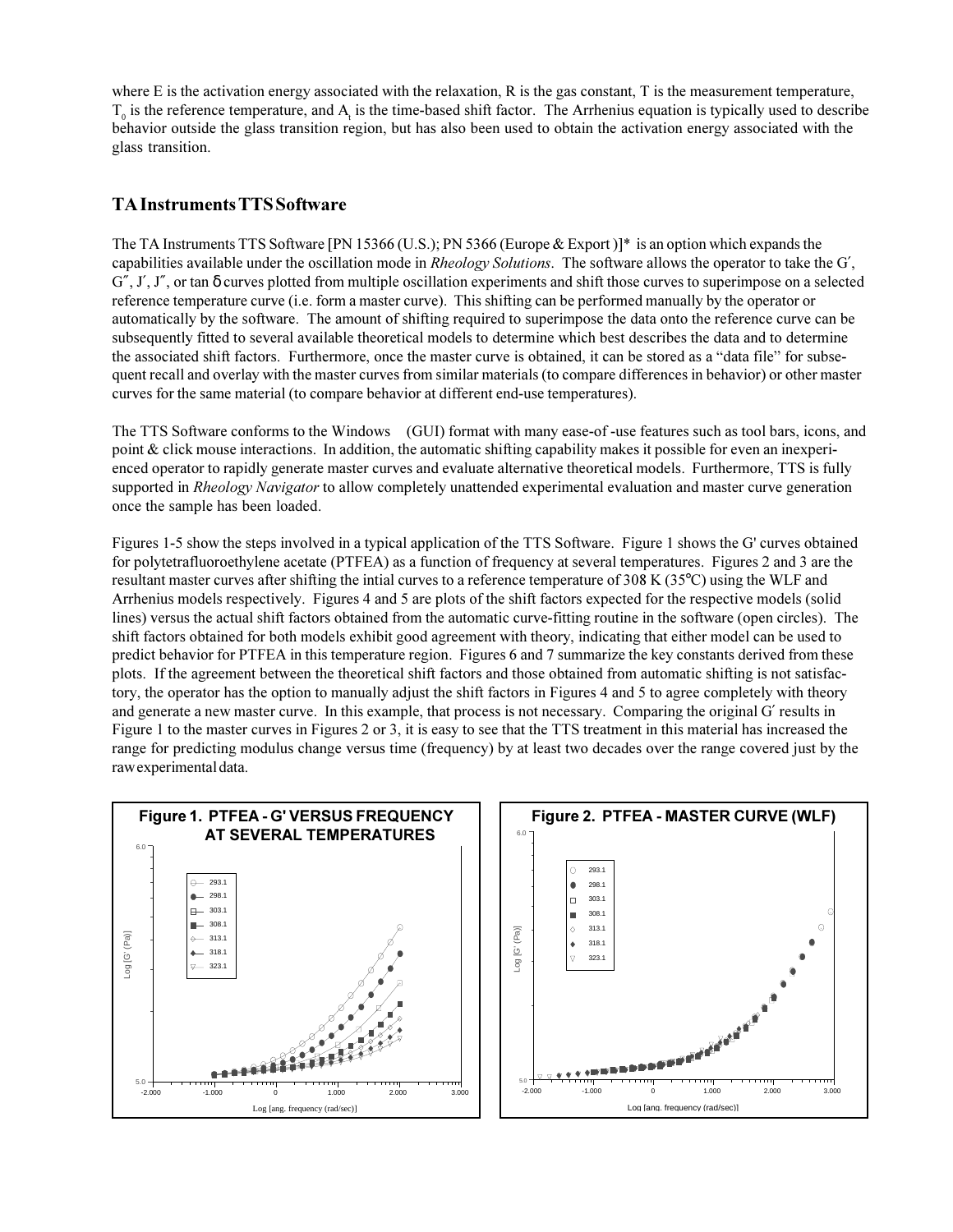where E is the activation energy associated with the relaxation, R is the gas constant, T is the measurement temperature, $T_0$ is the reference temperature, and $A_t$ is the time-based shift factor. The Arrhenius equation is typically used to describe behavior outside the glass transition region, but has also been used to obtain the activation energy associated with the glass transition.

## TA Instruments TTS Software

The TA Instruments TTS Software [PN 15366 (U.S.); PN 5366 (Europe & Export)]* is an option which expands the capabilities available under the oscillation mode in *Rheology Solutions*. The software allows the operator to take the G′, G″, J′, J″, or tan δ curves plotted from multiple oscillation experiments and shift those curves to superimpose on a selected reference temperature curve (i.e. form a master curve). This shifting can be performed manually by the operator or automatically by the software. The amount of shifting required to superimpose the data onto the reference curve can be subsequently fitted to several available theoretical models to determine which best describes the data and to determine the associated shift factors. Furthermore, once the master curve is obtained, it can be stored as a "data file" for subsequent recall and overlay with the master curves from similar materials (to compare differences in behavior) or other master curves for the same material (to compare behavior at different end-use temperatures).

The TTS Software conforms to the Windows (GUI) format with many ease-of-use features such as tool bars, icons, and point & click mouse interactions. In addition, the automatic shifting capability makes it possible for even an inexperienced operator to rapidly generate master curves and evaluate alternative theoretical models. Furthermore, TTS is fully supported in *Rheology Navigator* to allow completely unattended experimental evaluation and master curve generation once the sample has been loaded.

Figures 1-5 show the steps involved in a typical application of the TTS Software. Figure 1 shows the G' curves obtained for polytetrafluoroethylene acetate (PTFEA) as a function of frequency at several temperatures. Figures 2 and 3 are the resultant master curves after shifting the intial curves to a reference temperature of 308 K (35°C) using the WLF and Arrhenius models respectively. Figures 4 and 5 are plots of the shift factors expected for the respective models (solid lines) versus the actual shift factors obtained from the automatic curve-fitting routine in the software (open circles). The shift factors obtained for both models exhibit good agreement with theory, indicating that either model can be used to predict behavior for PTFEA in this temperature region. Figures 6 and 7 summarize the key constants derived from these plots. If the agreement between the theoretical shift factors and those obtained from automatic shifting is not satisfactory, the operator has the option to manually adjust the shift factors in Figures 4 and 5 to agree completely with theory and generate a new master curve. In this example, that process is not necessary. Comparing the original G′ results in Figure 1 to the master curves in Figures 2 or 3, it is easy to see that the TTS treatment in this material has increased the range for predicting modulus change versus time (frequency) by at least two decades over the range covered just by the raw experimental data.

**Figure 1. PTFEA - G' VERSUS FREQUENCY AT SEVERAL TEMPERATURES**

**Figure 2. PTFEA - MASTER CURVE (WLF)**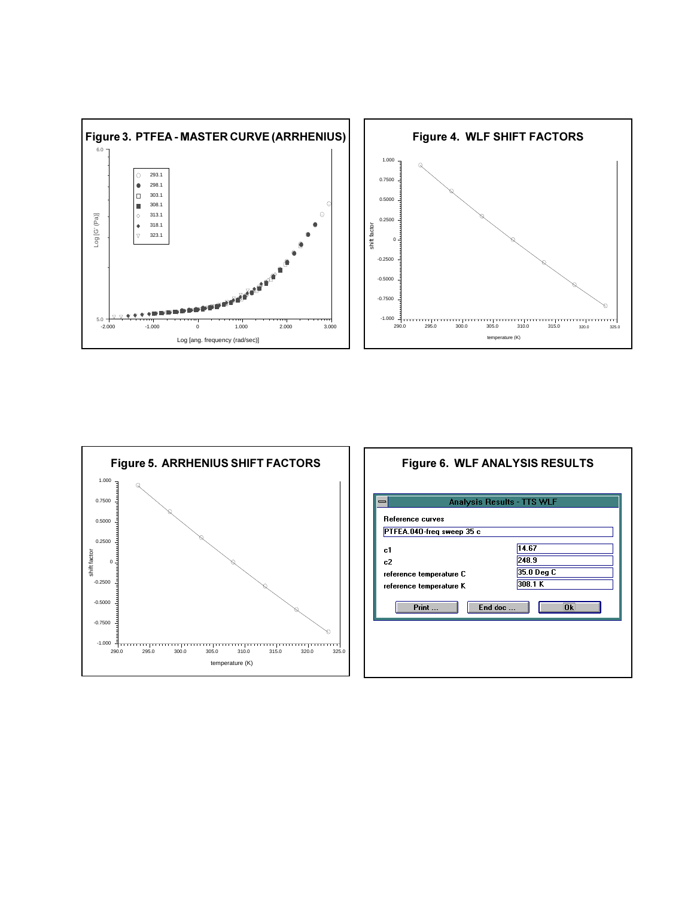**Figure 3. PTFEA - MASTER CURVE (ARRHENIUS)**

**Figure 4. WLF SHIFT FACTORS**

**Figure 5. ARRHENIUS SHIFT FACTORS**

**Figure 6. WLF ANALYSIS RESULTS**

Analysis Results - TTS WLF

Reference curves

PTFEA.04D-freq sweep 35 c

| | |
|---|---|
| c1 | 14.67 |
| c2 | 248.9 |
| reference temperature C | 35.0 Deg C |
| reference temperature K | 308.1 K |

Print ... | End doc ... | Ok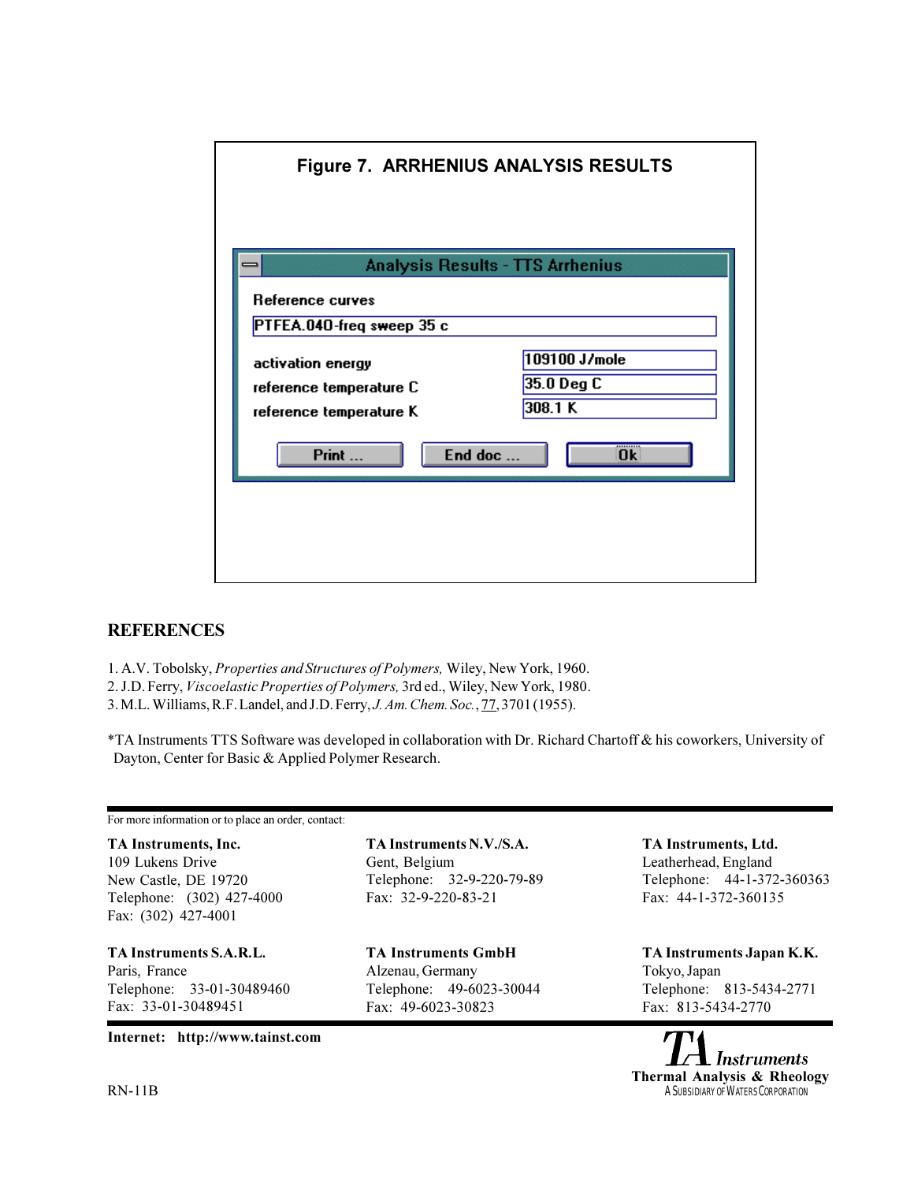**Figure 7. ARRHENIUS ANALYSIS RESULTS**

Analysis Results - TTS Arrhenius

Reference curves

PTFEA.040-freq sweep 35 c

activation energy

109100 J/mole

reference temperature C

35.0 Deg C

reference temperature K

308.1 K

Print ...

End doc ...

Ok

## REFERENCES

1. A.V. Tobolsky, *Properties and Structures of Polymers,* Wiley, New York, 1960.
2. J.D. Ferry, *Viscoelastic Properties of Polymers,* 3rd ed., Wiley, New York, 1980.
3. M.L. Williams, R.F. Landel, and J.D. Ferry, *J. Am. Chem. Soc.*, 77, 3701 (1955).

*TA Instruments TTS Software was developed in collaboration with Dr. Richard Chartoff & his coworkers, University of Dayton, Center for Basic & Applied Polymer Research.

For more information or to place an order, contact:

**TA Instruments, Inc.**
109 Lukens Drive
New Castle, DE 19720
Telephone: (302) 427-4000
Fax: (302) 427-4001

**TA Instruments N.V./S.A.**
Gent, Belgium
Telephone: 32-9-220-79-89
Fax: 32-9-220-83-21

**TA Instruments, Ltd.**
Leatherhead, England
Telephone: 44-1-372-360363
Fax: 44-1-372-360135

**TA Instruments S.A.R.L.**
Paris, France
Telephone: 33-01-30489460
Fax: 33-01-30489451

**TA Instruments GmbH**
Alzenau, Germany
Telephone: 49-6023-30044
Fax: 49-6023-30823

**TA Instruments Japan K.K.**
Tokyo, Japan
Telephone: 813-5434-2771
Fax: 813-5434-2770

**Internet: http://www.tainst.com**

TA Instruments
Thermal Analysis & Rheology
A SUBSIDIARY OF WATERS CORPORATION

RN-11B